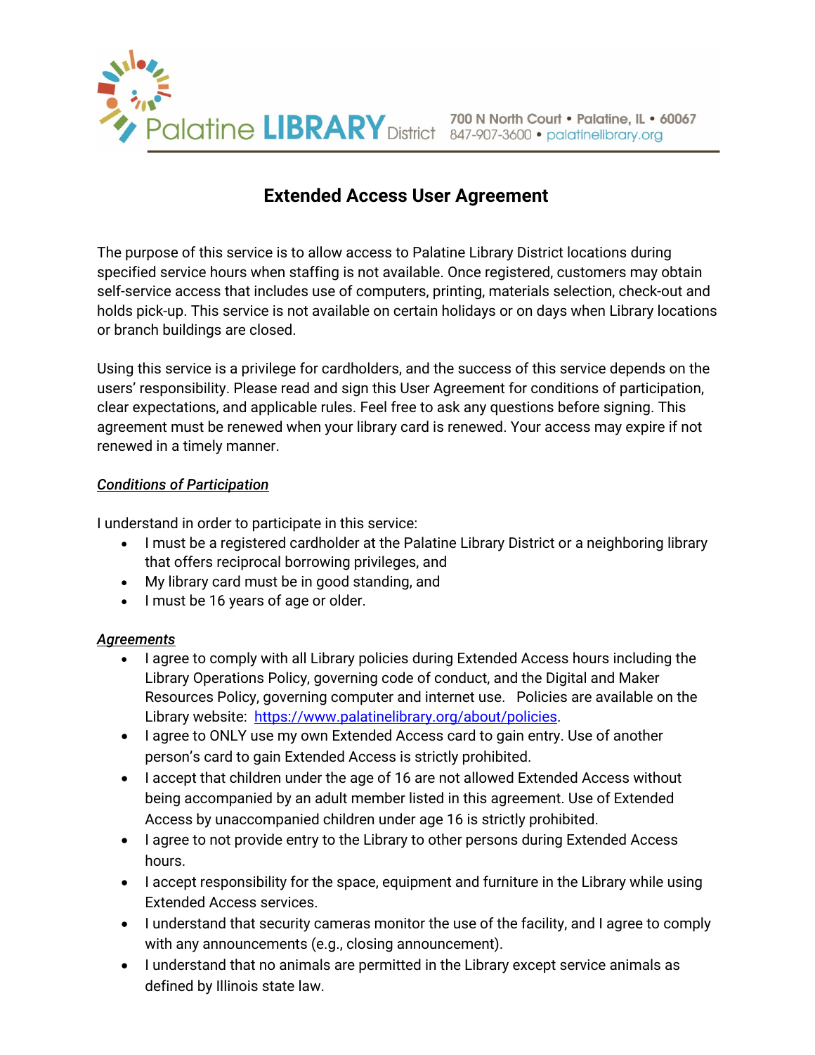Palatine LIBRARY District 700 N North Court • Palatine, IL • 60067 847-907-3600 • palatinelibrary.org

# Extended Access User Agreement

The purpose of this service is to allow access to Palatine Library District locations during specified service hours when staffing is not available. Once registered, customers may obtain self-service access that includes use of computers, printing, materials selection, check-out and holds pick-up. This service is not available on certain holidays or on days when Library locations or branch buildings are closed.

Using this service is a privilege for cardholders, and the success of this service depends on the users' responsibility. Please read and sign this User Agreement for conditions of participation, clear expectations, and applicable rules. Feel free to ask any questions before signing. This agreement must be renewed when your library card is renewed. Your access may expire if not renewed in a timely manner.

***Conditions of Participation***

I understand in order to participate in this service:

- I must be a registered cardholder at the Palatine Library District or a neighboring library that offers reciprocal borrowing privileges, and
- My library card must be in good standing, and
- I must be 16 years of age or older.

***Agreements***

- I agree to comply with all Library policies during Extended Access hours including the Library Operations Policy, governing code of conduct, and the Digital and Maker Resources Policy, governing computer and internet use. Policies are available on the Library website: https://www.palatinelibrary.org/about/policies.
- I agree to ONLY use my own Extended Access card to gain entry. Use of another person's card to gain Extended Access is strictly prohibited.
- I accept that children under the age of 16 are not allowed Extended Access without being accompanied by an adult member listed in this agreement. Use of Extended Access by unaccompanied children under age 16 is strictly prohibited.
- I agree to not provide entry to the Library to other persons during Extended Access hours.
- I accept responsibility for the space, equipment and furniture in the Library while using Extended Access services.
- I understand that security cameras monitor the use of the facility, and I agree to comply with any announcements (e.g., closing announcement).
- I understand that no animals are permitted in the Library except service animals as defined by Illinois state law.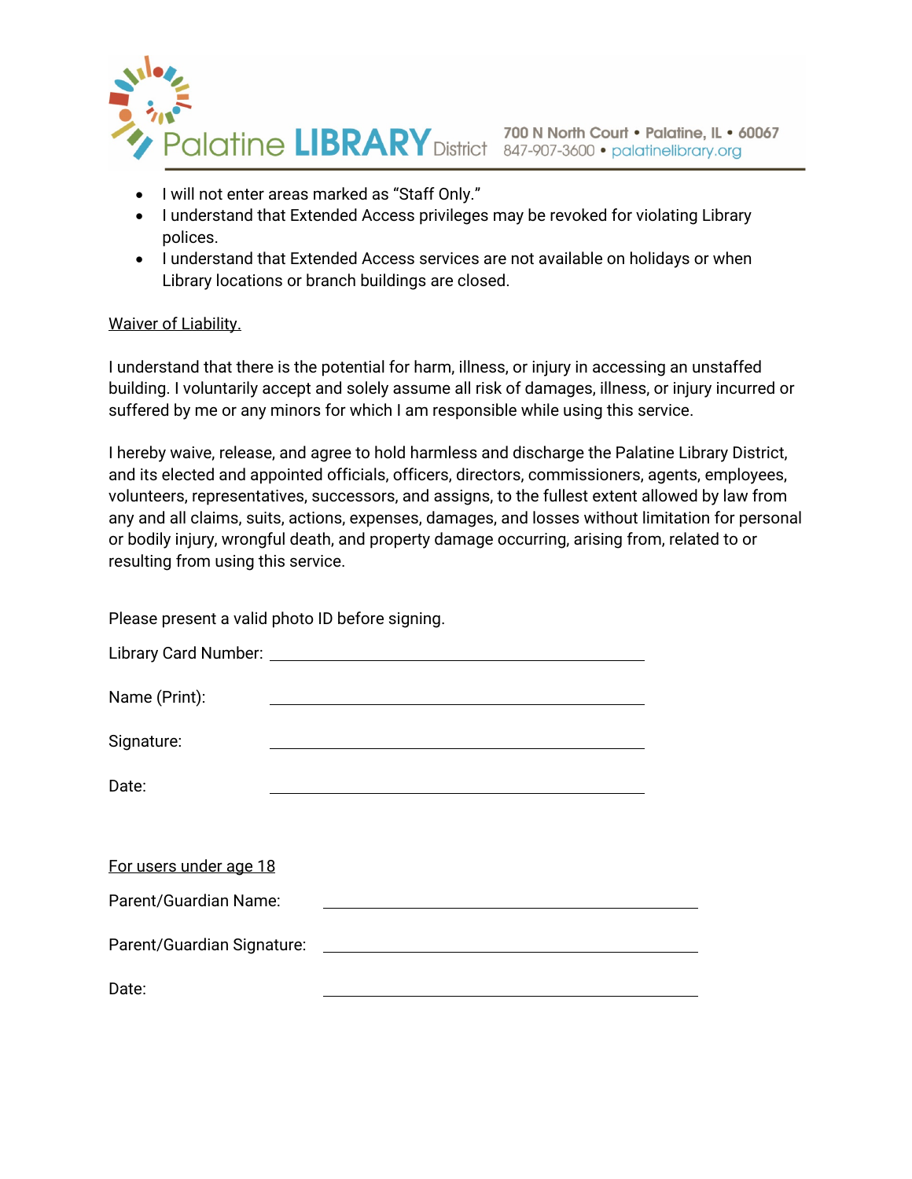- I will not enter areas marked as "Staff Only."
- I understand that Extended Access privileges may be revoked for violating Library polices.
- I understand that Extended Access services are not available on holidays or when Library locations or branch buildings are closed.

Waiver of Liability.

I understand that there is the potential for harm, illness, or injury in accessing an unstaffed building. I voluntarily accept and solely assume all risk of damages, illness, or injury incurred or suffered by me or any minors for which I am responsible while using this service.

I hereby waive, release, and agree to hold harmless and discharge the Palatine Library District, and its elected and appointed officials, officers, directors, commissioners, agents, employees, volunteers, representatives, successors, and assigns, to the fullest extent allowed by law from any and all claims, suits, actions, expenses, damages, and losses without limitation for personal or bodily injury, wrongful death, and property damage occurring, arising from, related to or resulting from using this service.

Please present a valid photo ID before signing.

Library Card Number: ______________________________

Name (Print): ______________________________

Signature: ______________________________

Date: ______________________________

For users under age 18

Parent/Guardian Name: ______________________________

Parent/Guardian Signature: ______________________________

Date: ______________________________